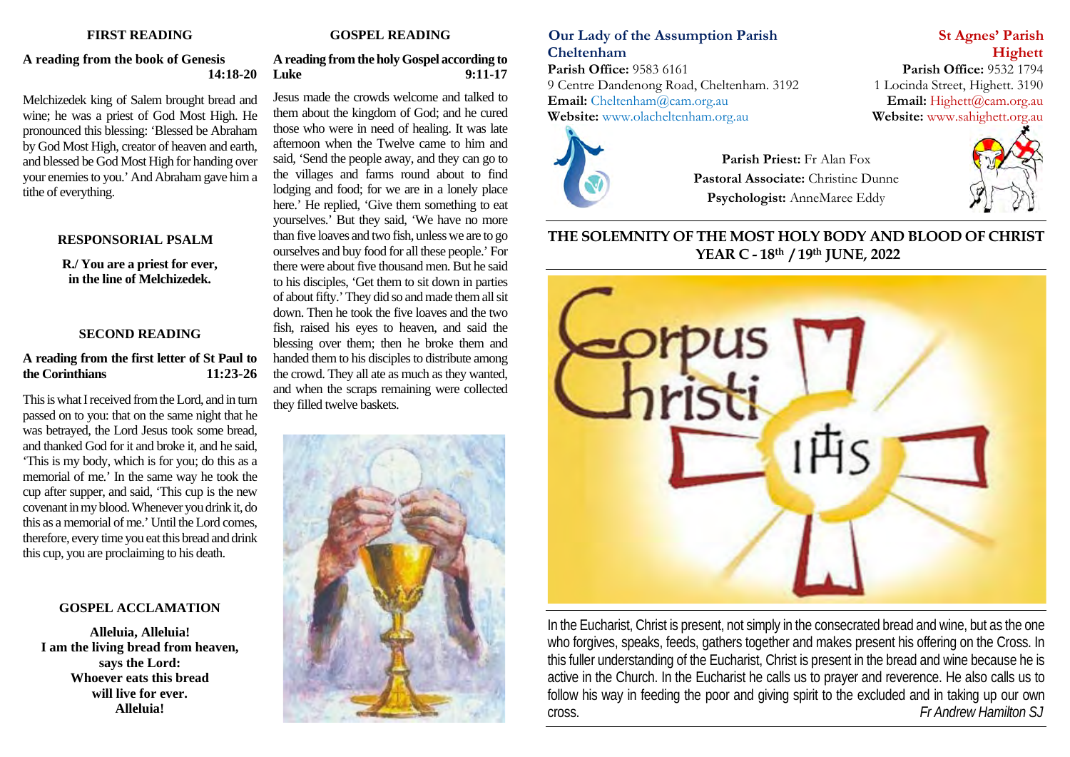### FIRST READING

**A reading from the book of Genesis 14:18-20**

Melchizedek king of Salem brought bread and wine; he was a priest of God Most High. He pronounced this blessing: 'Blessed be Abraham by God Most High, creator of heaven and earth, and blessed be God Most High for handing over your enemies to you.' And Abraham gave him a tithe of everything.

### RESPONSORIAL PSALM

**R./ You are a priest for ever, in the line of Melchizedek.**

### SECOND READING

**A reading from the first letter of St Paul to the Corinthians 11:23-26**

This is what I received from the Lord, and in turn passed on to you: that on the same night that he was betrayed, the Lord Jesus took some bread, and thanked God for it and broke it, and he said, 'This is my body, which is for you; do this as a memorial of me.' In the same way he took the cup after supper, and said, 'This cup is the new covenant in my blood. Whenever you drink it, do this as a memorial of me.' Until the Lord comes, therefore, every time you eat this bread and drink this cup, you are proclaiming to his death.

### GOSPEL ACCLAMATION

**Alleluia, Alleluia!**
**I am the living bread from heaven,**
**says the Lord:**
**Whoever eats this bread**
**will live for ever.**
**Alleluia!**

### GOSPEL READING

**A reading from the holy Gospel according to Luke 9:11-17**

Jesus made the crowds welcome and talked to them about the kingdom of God; and he cured those who were in need of healing. It was late afternoon when the Twelve came to him and said, 'Send the people away, and they can go to the villages and farms round about to find lodging and food; for we are in a lonely place here.' He replied, 'Give them something to eat yourselves.' But they said, 'We have no more than five loaves and two fish, unless we are to go ourselves and buy food for all these people.' For there were about five thousand men. But he said to his disciples, 'Get them to sit down in parties of about fifty.' They did so and made them all sit down. Then he took the five loaves and the two fish, raised his eyes to heaven, and said the blessing over them; then he broke them and handed them to his disciples to distribute among the crowd. They all ate as much as they wanted, and when the scraps remaining were collected they filled twelve baskets.

**Our Lady of the Assumption Parish Cheltenham**
**Parish Office:** 9583 6161
9 Centre Dandenong Road, Cheltenham. 3192
**Email:** Cheltenham@cam.org.au
**Website:** www.olacheltenham.org.au

**St Agnes' Parish Highett**
**Parish Office:** 9532 1794
1 Locinda Street, Highett. 3190
**Email:** Highett@cam.org.au
**Website:** www.sahighett.org.au

**Parish Priest:** Fr Alan Fox
**Pastoral Associate:** Christine Dunne
**Psychologist:** AnneMaree Eddy

## THE SOLEMNITY OF THE MOST HOLY BODY AND BLOOD OF CHRIST YEAR C - 18th / 19th JUNE, 2022

Corpus Christi

IHS

In the Eucharist, Christ is present, not simply in the consecrated bread and wine, but as the one who forgives, speaks, feeds, gathers together and makes present his offering on the Cross. In this fuller understanding of the Eucharist, Christ is present in the bread and wine because he is active in the Church. In the Eucharist he calls us to prayer and reverence. He also calls us to follow his way in feeding the poor and giving spirit to the excluded and in taking up our own cross. *Fr Andrew Hamilton SJ*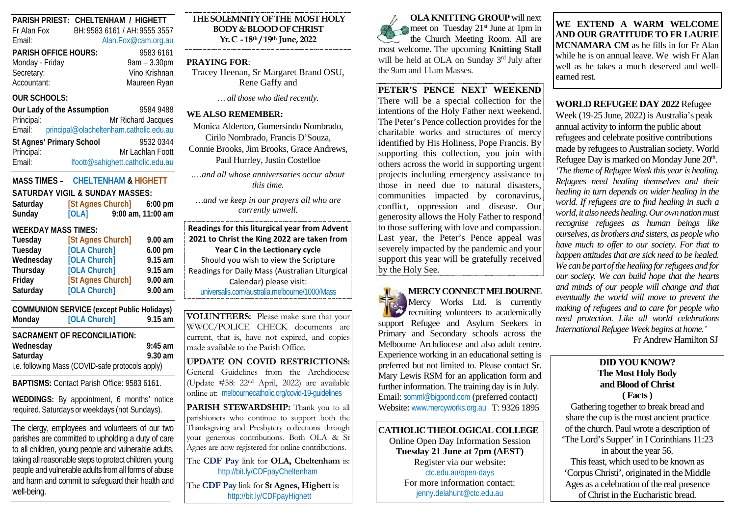**PARISH PRIEST: CHELTENHAM / HIGHETT**

| | |
|---|---|
| Fr Alan Fox | BH: 9583 6161 / AH: 9555 3557 |
| Email: | Alan.Fox@cam.org.au |
| **PARISH OFFICE HOURS:** | 9583 6161 |
| Monday - Friday | 9am – 3.30pm |
| Secretary: | Vino Krishnan |
| Accountant: | Maureen Ryan |

**OUR SCHOOLS:**

| | |
|---|---|
| **Our Lady of the Assumption** | 9584 9488 |
| Principal: | Mr Richard Jacques |
| Email: | principal@olacheltenham.catholic.edu.au |
| **St Agnes' Primary School** | 9532 0344 |
| Principal: | Mr Lachlan Foott |
| Email: | lfoott@sahighett.catholic.edu.au |

**MASS TIMES – CHELTENHAM & HIGHETT**

**SATURDAY VIGIL & SUNDAY MASSES:**

| | | |
|---|---|---|
| **Saturday** | **[St Agnes Church]** | **6:00 pm** |
| **Sunday** | **[OLA]** | **9:00 am, 11:00 am** |

**WEEKDAY MASS TIMES:**

| | | |
|---|---|---|
| **Tuesday** | **[St Agnes Church]** | **9.00 am** |
| **Tuesday** | **[OLA Church]** | **6.00 pm** |
| **Wednesday** | **[OLA Church]** | **9.15 am** |
| **Thursday** | **[OLA Church]** | **9.15 am** |
| **Friday** | **[St Agnes Church]** | **9.00 am** |
| **Saturday** | **[OLA Church]** | **9.00 am** |

**COMMUNION SERVICE (except Public Holidays)**

| | | |
|---|---|---|
| **Monday** | **[OLA Church]** | **9.15 am** |

**SACRAMENT OF RECONCILIATION:**

| | |
|---|---|
| **Wednesday** | **9:45 am** |
| **Saturday** | **9.30 am** |

i.e. following Mass (COVID-safe protocols apply)

**BAPTISMS:** Contact Parish Office: 9583 6161.

**WEDDINGS:** By appointment, 6 months' notice required. Saturdays or weekdays (not Sundays).

The clergy, employees and volunteers of our two parishes are committed to upholding a duty of care to all children, young people and vulnerable adults, taking all reasonable steps to protect children, young people and vulnerable adults from all forms of abuse and harm and commit to safeguard their health and well-being.

## THE SOLEMNITY OF THE MOST HOLY BODY & BLOOD OF CHRIST
**Yr. C - 18th / 19th June, 2022**

**PRAYING FOR:**

Tracey Heenan, Sr Margaret Brand OSU, Rene Gaffy and

*… all those who died recently.*

**WE ALSO REMEMBER:**

Monica Alderton, Gumersindo Nombrado, Cirilo Nombrado, Francis D'Souza, Connie Brooks, Jim Brooks, Grace Andrews, Paul Hurrley, Justin Costelloe

*….and all whose anniversaries occur about this time.*

*…and we keep in our prayers all who are currently unwell.*

**Readings for this liturgical year from Advent 2021 to Christ the King 2022 are taken from Year C in the Lectionary cycle**
Should you wish to view the Scripture Readings for Daily Mass (Australian Liturgical Calendar) please visit:
universalis.com/australia.melbourne/1000/Mass

**VOLUNTEERS:** Please make sure that your WWCC/POLICE CHECK documents are current, that is, have not expired, and copies made available to the Parish Office.

**UPDATE ON COVID RESTRICTIONS:** General Guidelines from the Archdiocese (Update #58: 22nd April, 2022) are available online at: melbournecatholic.org/covid-19-guidelines

**PARISH STEWARDSHIP:** Thank you to all parishioners who continue to support both the Thanksgiving and Presbytery collections through your generous contributions. Both OLA & St Agnes are now registered for online contributions.

The **CDF Pay** link for **OLA, Cheltenham** is: http://bit.ly/CDFpayCheltenham

The **CDF Pay** link for **St Agnes, Highett** is: http://bit.ly/CDFpayHighett

**OLA KNITTING GROUP** will next meet on Tuesday 21st June at 1pm in the Church Meeting Room. All are most welcome. The upcoming **Knitting Stall** will be held at OLA on Sunday 3rd July after the 9am and 11am Masses.

**PETER'S PENCE NEXT WEEKEND**
There will be a special collection for the intentions of the Holy Father next weekend. The Peter's Pence collection provides for the charitable works and structures of mercy identified by His Holiness, Pope Francis. By supporting this collection, you join with others across the world in supporting urgent projects including emergency assistance to those in need due to natural disasters, communities impacted by coronavirus, conflict, oppression and disease. Our generosity allows the Holy Father to respond to those suffering with love and compassion. Last year, the Peter's Pence appeal was severely impacted by the pandemic and your support this year will be gratefully received by the Holy See.

**MERCY CONNECT MELBOURNE**
Mercy Works Ltd. is currently recruiting volunteers to academically support Refugee and Asylum Seekers in Primary and Secondary schools across the Melbourne Archdiocese and also adult centre. Experience working in an educational setting is preferred but not limited to. Please contact Sr. Mary Lewis RSM for an application form and further information. The training day is in July.
Email: somml@bigpond.com (preferred contact)
Website: www.mercyworks.org.au T: 9326 1895

**CATHOLIC THEOLOGICAL COLLEGE**
Online Open Day Information Session
**Tuesday 21 June at 7pm (AEST)**
Register via our website:
ctc.edu.au/open-days
For more information contact:
jenny.delahunt@ctc.edu.au

**WE EXTEND A WARM WELCOME AND OUR GRATITUDE TO FR LAURIE MCNAMARA CM** as he fills in for Fr Alan while he is on annual leave. We wish Fr Alan well as he takes a much deserved and well-earned rest.

**WORLD REFUGEE DAY 2022** Refugee Week (19-25 June, 2022) is Australia's peak annual activity to inform the public about refugees and celebrate positive contributions made by refugees to Australian society. World Refugee Day is marked on Monday June 20th. *'The theme of Refugee Week this year is healing. Refugees need healing themselves and their healing in turn depends on wider healing in the world. If refugees are to find healing in such a world, it also needs healing. Our own nation must recognise refugees as human beings like ourselves, as brothers and sisters, as people who have much to offer to our society. For that to happen attitudes that are sick need to be healed. We can be part of the healing for refugees and for our society. We can build hope that the hearts and minds of our people will change and that eventually the world will move to prevent the making of refugees and to care for people who need protection. Like all world celebrations International Refugee Week begins at home.'*
Fr Andrew Hamilton SJ

**DID YOU KNOW?**
**The Most Holy Body and Blood of Christ**
**( Facts )**

Gathering together to break bread and share the cup is the most ancient practice of the church. Paul wrote a description of 'The Lord's Supper' in I Corinthians 11:23 in about the year 56.
This feast, which used to be known as 'Corpus Christi', originated in the Middle Ages as a celebration of the real presence of Christ in the Eucharistic bread.